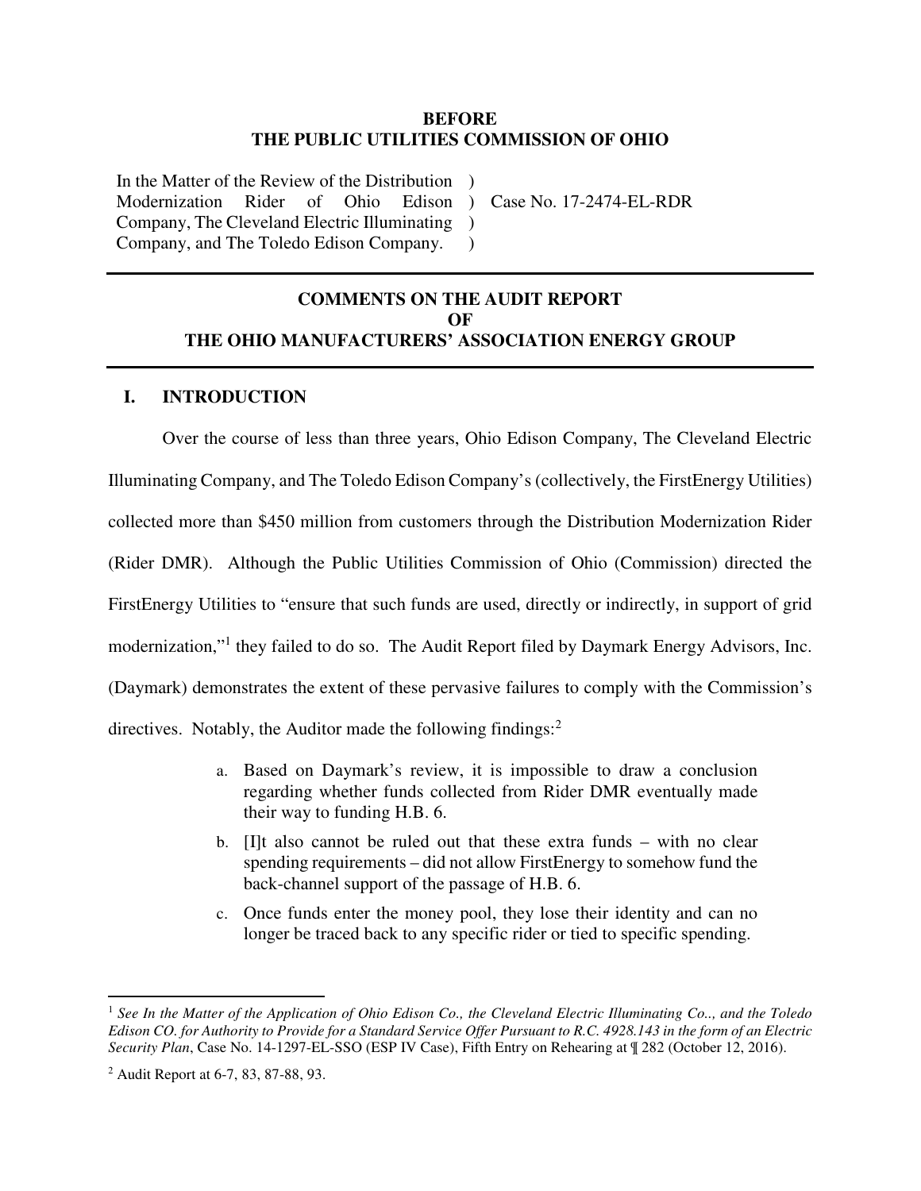**BEFORE**
**THE PUBLIC UTILITIES COMMISSION OF OHIO**

| | | |
|---|---|---|
| In the Matter of the Review of the Distribution Modernization Rider of Ohio Edison Company, The Cleveland Electric Illuminating Company, and The Toledo Edison Company. | ) ) ) ) | Case No. 17-2474-EL-RDR |

---

# COMMENTS ON THE AUDIT REPORT OF THE OHIO MANUFACTURERS' ASSOCIATION ENERGY GROUP

---

## I. INTRODUCTION

Over the course of less than three years, Ohio Edison Company, The Cleveland Electric Illuminating Company, and The Toledo Edison Company's (collectively, the FirstEnergy Utilities) collected more than $450 million from customers through the Distribution Modernization Rider (Rider DMR). Although the Public Utilities Commission of Ohio (Commission) directed the FirstEnergy Utilities to "ensure that such funds are used, directly or indirectly, in support of grid modernization,"[1] they failed to do so. The Audit Report filed by Daymark Energy Advisors, Inc. (Daymark) demonstrates the extent of these pervasive failures to comply with the Commission's directives. Notably, the Auditor made the following findings:[2]

> a. Based on Daymark's review, it is impossible to draw a conclusion regarding whether funds collected from Rider DMR eventually made their way to funding H.B. 6.
>
> b. [I]t also cannot be ruled out that these extra funds – with no clear spending requirements – did not allow FirstEnergy to somehow fund the back-channel support of the passage of H.B. 6.
>
> c. Once funds enter the money pool, they lose their identity and can no longer be traced back to any specific rider or tied to specific spending.

---

[1] *See In the Matter of the Application of Ohio Edison Co., the Cleveland Electric Illuminating Co.., and the Toledo Edison CO. for Authority to Provide for a Standard Service Offer Pursuant to R.C. 4928.143 in the form of an Electric Security Plan*, Case No. 14-1297-EL-SSO (ESP IV Case), Fifth Entry on Rehearing at ¶ 282 (October 12, 2016).

[2] Audit Report at 6-7, 83, 87-88, 93.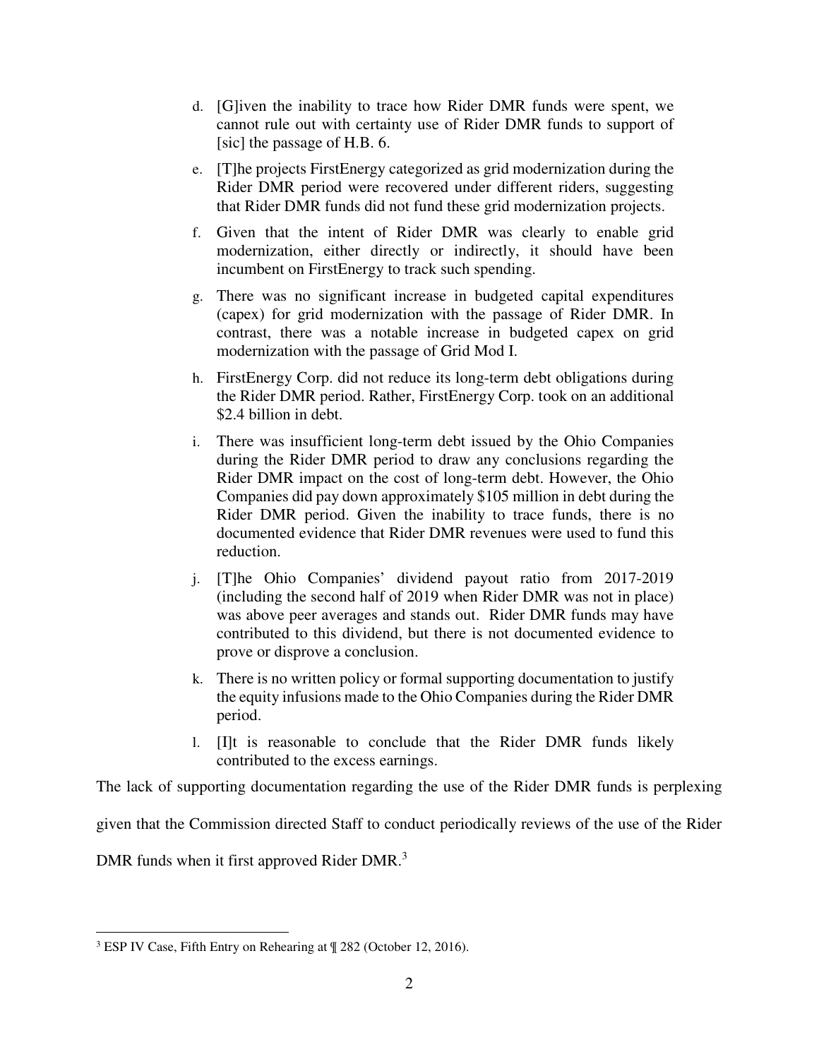d. [G]iven the inability to trace how Rider DMR funds were spent, we cannot rule out with certainty use of Rider DMR funds to support of [sic] the passage of H.B. 6.

e. [T]he projects FirstEnergy categorized as grid modernization during the Rider DMR period were recovered under different riders, suggesting that Rider DMR funds did not fund these grid modernization projects.

f. Given that the intent of Rider DMR was clearly to enable grid modernization, either directly or indirectly, it should have been incumbent on FirstEnergy to track such spending.

g. There was no significant increase in budgeted capital expenditures (capex) for grid modernization with the passage of Rider DMR. In contrast, there was a notable increase in budgeted capex on grid modernization with the passage of Grid Mod I.

h. FirstEnergy Corp. did not reduce its long-term debt obligations during the Rider DMR period. Rather, FirstEnergy Corp. took on an additional $2.4 billion in debt.

i. There was insufficient long-term debt issued by the Ohio Companies during the Rider DMR period to draw any conclusions regarding the Rider DMR impact on the cost of long-term debt. However, the Ohio Companies did pay down approximately $105 million in debt during the Rider DMR period. Given the inability to trace funds, there is no documented evidence that Rider DMR revenues were used to fund this reduction.

j. [T]he Ohio Companies' dividend payout ratio from 2017-2019 (including the second half of 2019 when Rider DMR was not in place) was above peer averages and stands out. Rider DMR funds may have contributed to this dividend, but there is not documented evidence to prove or disprove a conclusion.

k. There is no written policy or formal supporting documentation to justify the equity infusions made to the Ohio Companies during the Rider DMR period.

l. [I]t is reasonable to conclude that the Rider DMR funds likely contributed to the excess earnings.

The lack of supporting documentation regarding the use of the Rider DMR funds is perplexing given that the Commission directed Staff to conduct periodically reviews of the use of the Rider DMR funds when it first approved Rider DMR.[3]

[3] ESP IV Case, Fifth Entry on Rehearing at ¶ 282 (October 12, 2016).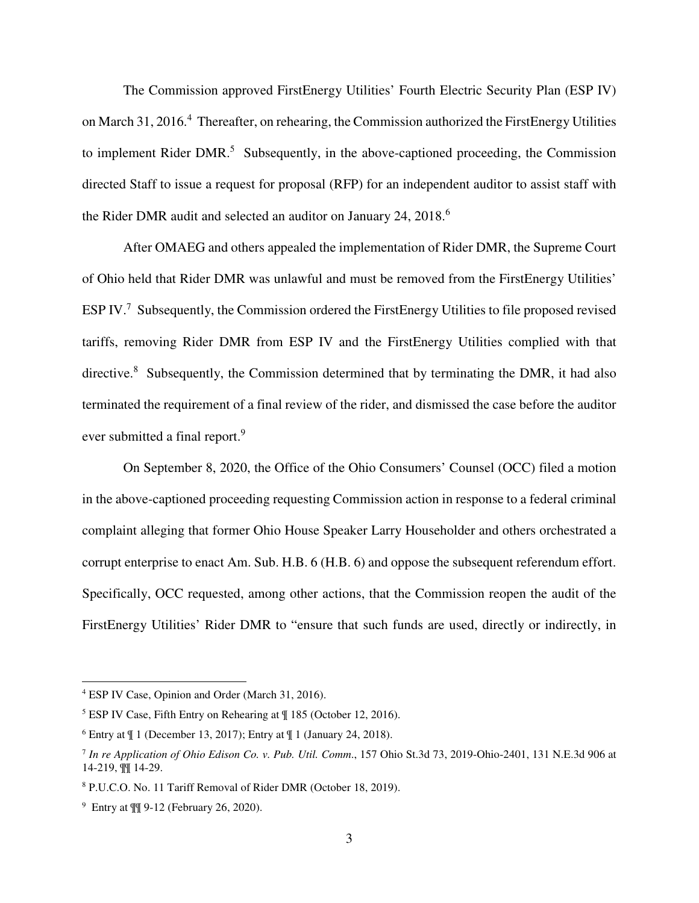The Commission approved FirstEnergy Utilities' Fourth Electric Security Plan (ESP IV) on March 31, 2016.[4] Thereafter, on rehearing, the Commission authorized the FirstEnergy Utilities to implement Rider DMR.[5] Subsequently, in the above-captioned proceeding, the Commission directed Staff to issue a request for proposal (RFP) for an independent auditor to assist staff with the Rider DMR audit and selected an auditor on January 24, 2018.[6]

After OMAEG and others appealed the implementation of Rider DMR, the Supreme Court of Ohio held that Rider DMR was unlawful and must be removed from the FirstEnergy Utilities' ESP IV.[7] Subsequently, the Commission ordered the FirstEnergy Utilities to file proposed revised tariffs, removing Rider DMR from ESP IV and the FirstEnergy Utilities complied with that directive.[8] Subsequently, the Commission determined that by terminating the DMR, it had also terminated the requirement of a final review of the rider, and dismissed the case before the auditor ever submitted a final report.[9]

On September 8, 2020, the Office of the Ohio Consumers' Counsel (OCC) filed a motion in the above-captioned proceeding requesting Commission action in response to a federal criminal complaint alleging that former Ohio House Speaker Larry Householder and others orchestrated a corrupt enterprise to enact Am. Sub. H.B. 6 (H.B. 6) and oppose the subsequent referendum effort. Specifically, OCC requested, among other actions, that the Commission reopen the audit of the FirstEnergy Utilities' Rider DMR to "ensure that such funds are used, directly or indirectly, in

---

[4] ESP IV Case, Opinion and Order (March 31, 2016).

[5] ESP IV Case, Fifth Entry on Rehearing at ¶ 185 (October 12, 2016).

[6] Entry at ¶ 1 (December 13, 2017); Entry at ¶ 1 (January 24, 2018).

[7] *In re Application of Ohio Edison Co. v. Pub. Util. Comm.*, 157 Ohio St.3d 73, 2019-Ohio-2401, 131 N.E.3d 906 at 14-219, ¶¶ 14-29.

[8] P.U.C.O. No. 11 Tariff Removal of Rider DMR (October 18, 2019).

[9] Entry at ¶¶ 9-12 (February 26, 2020).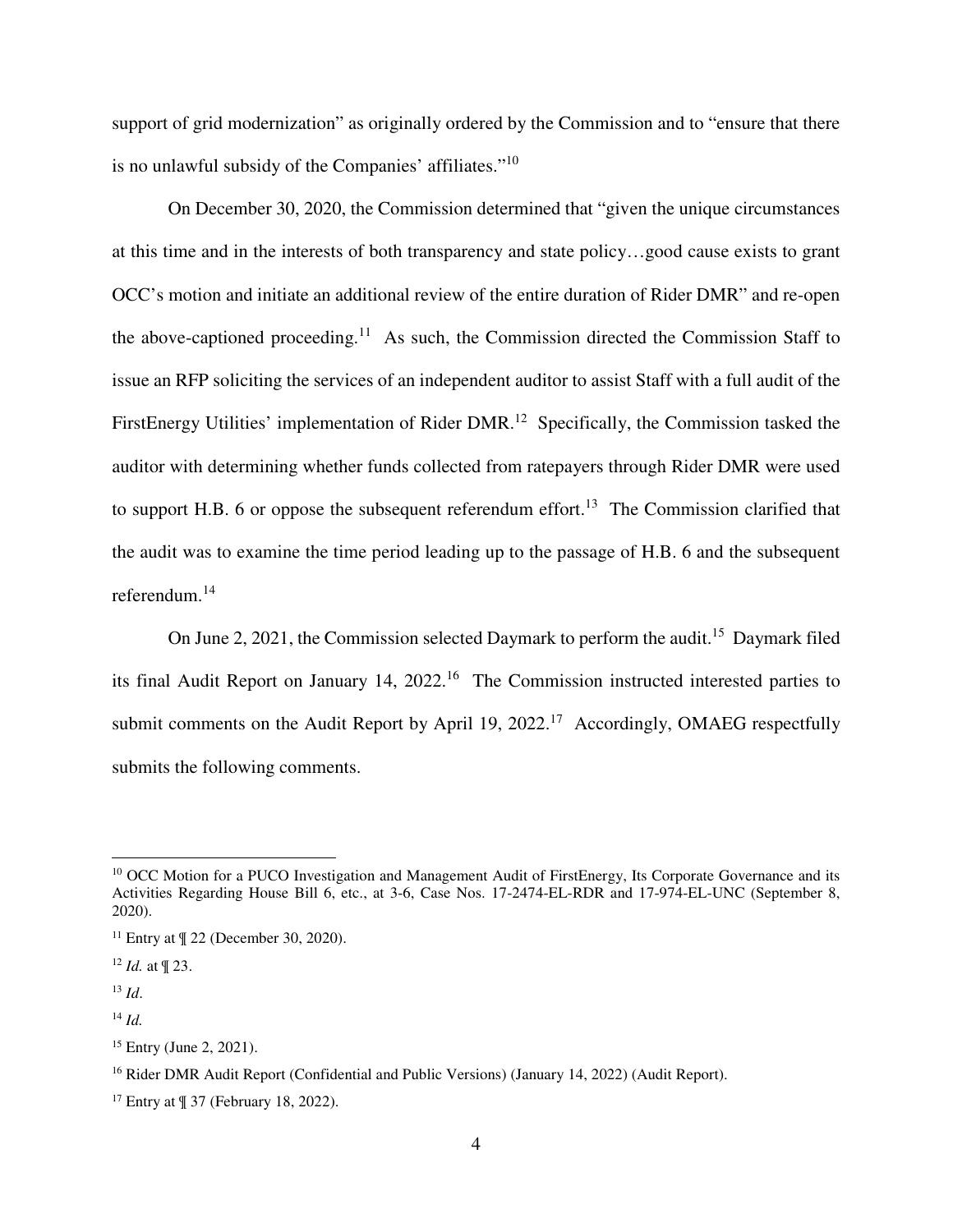support of grid modernization" as originally ordered by the Commission and to "ensure that there is no unlawful subsidy of the Companies' affiliates."[10]

On December 30, 2020, the Commission determined that "given the unique circumstances at this time and in the interests of both transparency and state policy…good cause exists to grant OCC's motion and initiate an additional review of the entire duration of Rider DMR" and re-open the above-captioned proceeding.[11] As such, the Commission directed the Commission Staff to issue an RFP soliciting the services of an independent auditor to assist Staff with a full audit of the FirstEnergy Utilities' implementation of Rider DMR.[12] Specifically, the Commission tasked the auditor with determining whether funds collected from ratepayers through Rider DMR were used to support H.B. 6 or oppose the subsequent referendum effort.[13] The Commission clarified that the audit was to examine the time period leading up to the passage of H.B. 6 and the subsequent referendum.[14]

On June 2, 2021, the Commission selected Daymark to perform the audit.[15] Daymark filed its final Audit Report on January 14, 2022.[16] The Commission instructed interested parties to submit comments on the Audit Report by April 19, 2022.[17] Accordingly, OMAEG respectfully submits the following comments.

---

[10] OCC Motion for a PUCO Investigation and Management Audit of FirstEnergy, Its Corporate Governance and its Activities Regarding House Bill 6, etc., at 3-6, Case Nos. 17-2474-EL-RDR and 17-974-EL-UNC (September 8, 2020).

[11] Entry at ¶ 22 (December 30, 2020).

[12] *Id.* at ¶ 23.

[13] *Id*.

[14] *Id.*

[15] Entry (June 2, 2021).

[16] Rider DMR Audit Report (Confidential and Public Versions) (January 14, 2022) (Audit Report).

[17] Entry at ¶ 37 (February 18, 2022).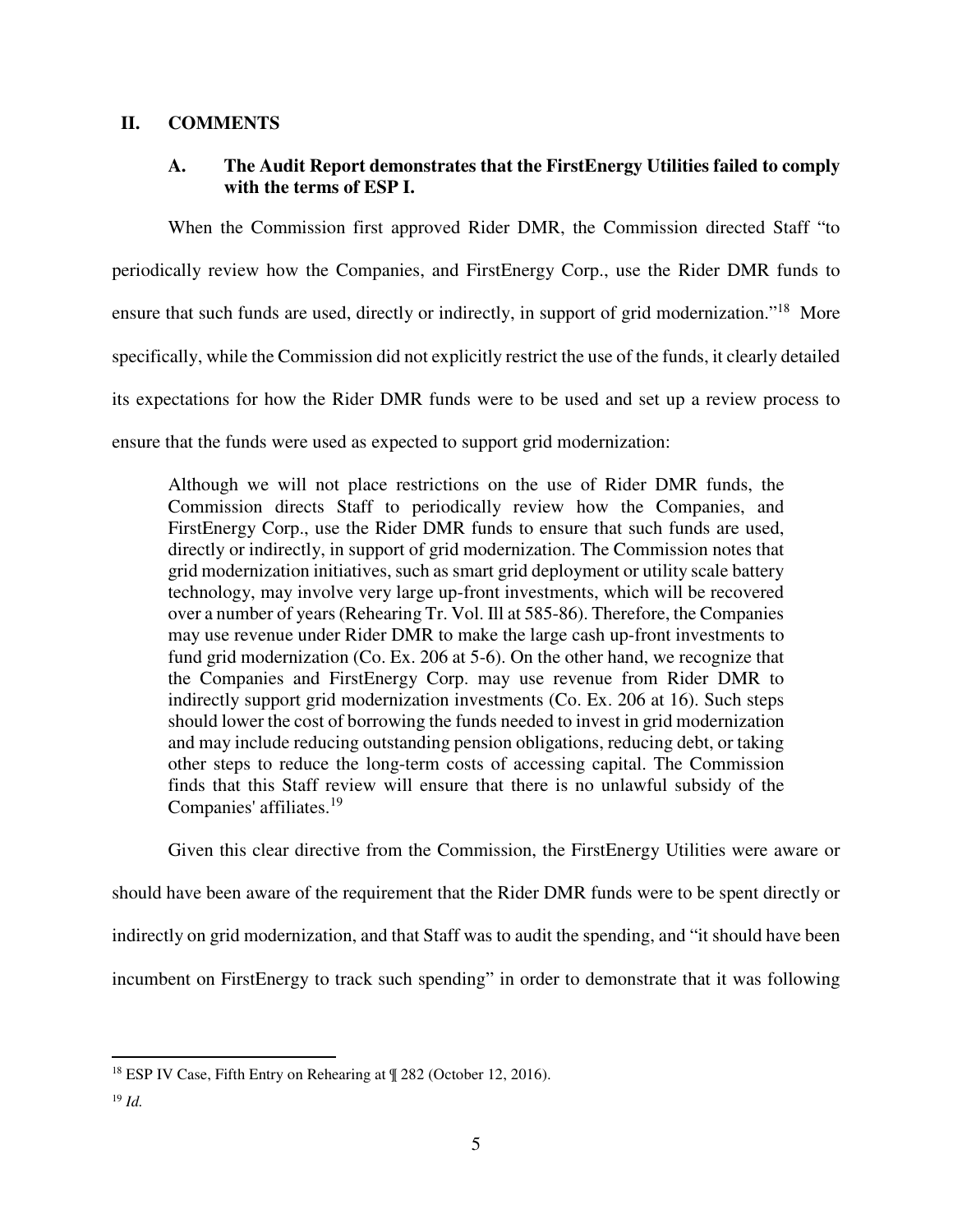## II. COMMENTS

### A. The Audit Report demonstrates that the FirstEnergy Utilities failed to comply with the terms of ESP I.

When the Commission first approved Rider DMR, the Commission directed Staff "to periodically review how the Companies, and FirstEnergy Corp., use the Rider DMR funds to ensure that such funds are used, directly or indirectly, in support of grid modernization."[18] More specifically, while the Commission did not explicitly restrict the use of the funds, it clearly detailed its expectations for how the Rider DMR funds were to be used and set up a review process to ensure that the funds were used as expected to support grid modernization:

> Although we will not place restrictions on the use of Rider DMR funds, the Commission directs Staff to periodically review how the Companies, and FirstEnergy Corp., use the Rider DMR funds to ensure that such funds are used, directly or indirectly, in support of grid modernization. The Commission notes that grid modernization initiatives, such as smart grid deployment or utility scale battery technology, may involve very large up-front investments, which will be recovered over a number of years (Rehearing Tr. Vol. Ill at 585-86). Therefore, the Companies may use revenue under Rider DMR to make the large cash up-front investments to fund grid modernization (Co. Ex. 206 at 5-6). On the other hand, we recognize that the Companies and FirstEnergy Corp. may use revenue from Rider DMR to indirectly support grid modernization investments (Co. Ex. 206 at 16). Such steps should lower the cost of borrowing the funds needed to invest in grid modernization and may include reducing outstanding pension obligations, reducing debt, or taking other steps to reduce the long-term costs of accessing capital. The Commission finds that this Staff review will ensure that there is no unlawful subsidy of the Companies' affiliates.[19]

Given this clear directive from the Commission, the FirstEnergy Utilities were aware or should have been aware of the requirement that the Rider DMR funds were to be spent directly or indirectly on grid modernization, and that Staff was to audit the spending, and "it should have been incumbent on FirstEnergy to track such spending" in order to demonstrate that it was following

---

[18] ESP IV Case, Fifth Entry on Rehearing at ¶ 282 (October 12, 2016).

[19] *Id.*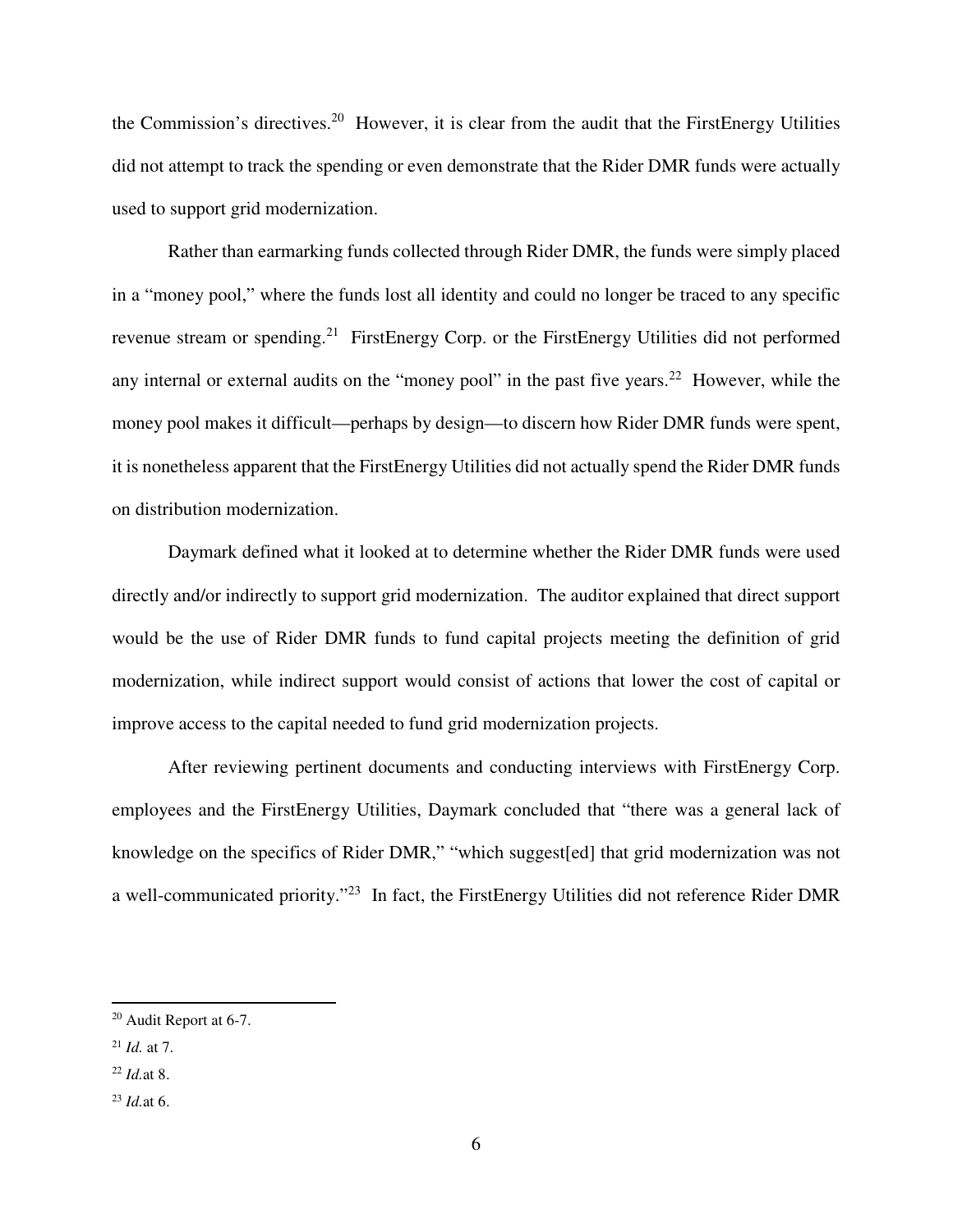the Commission's directives.[20] However, it is clear from the audit that the FirstEnergy Utilities did not attempt to track the spending or even demonstrate that the Rider DMR funds were actually used to support grid modernization.

Rather than earmarking funds collected through Rider DMR, the funds were simply placed in a "money pool," where the funds lost all identity and could no longer be traced to any specific revenue stream or spending.[21] FirstEnergy Corp. or the FirstEnergy Utilities did not performed any internal or external audits on the "money pool" in the past five years.[22] However, while the money pool makes it difficult—perhaps by design—to discern how Rider DMR funds were spent, it is nonetheless apparent that the FirstEnergy Utilities did not actually spend the Rider DMR funds on distribution modernization.

Daymark defined what it looked at to determine whether the Rider DMR funds were used directly and/or indirectly to support grid modernization. The auditor explained that direct support would be the use of Rider DMR funds to fund capital projects meeting the definition of grid modernization, while indirect support would consist of actions that lower the cost of capital or improve access to the capital needed to fund grid modernization projects.

After reviewing pertinent documents and conducting interviews with FirstEnergy Corp. employees and the FirstEnergy Utilities, Daymark concluded that "there was a general lack of knowledge on the specifics of Rider DMR," "which suggest[ed] that grid modernization was not a well-communicated priority."[23] In fact, the FirstEnergy Utilities did not reference Rider DMR

---

[20] Audit Report at 6-7.

[21] *Id.* at 7.

[22] *Id.*at 8.

[23] *Id.*at 6.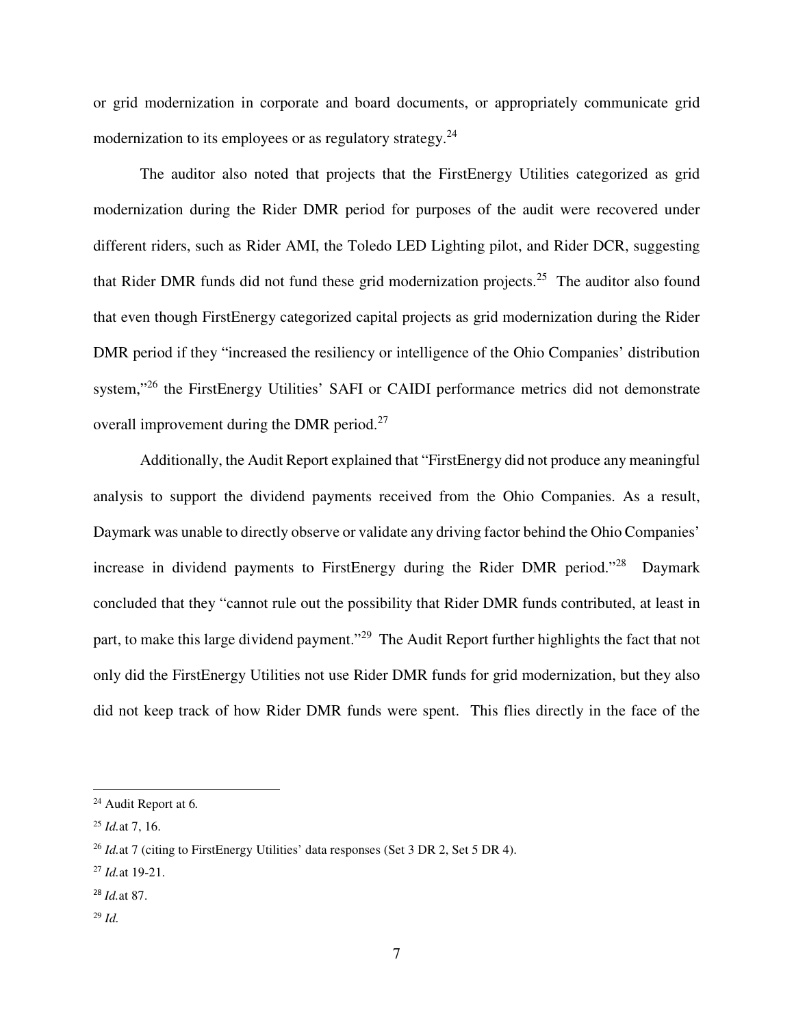or grid modernization in corporate and board documents, or appropriately communicate grid modernization to its employees or as regulatory strategy.[24]

The auditor also noted that projects that the FirstEnergy Utilities categorized as grid modernization during the Rider DMR period for purposes of the audit were recovered under different riders, such as Rider AMI, the Toledo LED Lighting pilot, and Rider DCR, suggesting that Rider DMR funds did not fund these grid modernization projects.[25] The auditor also found that even though FirstEnergy categorized capital projects as grid modernization during the Rider DMR period if they "increased the resiliency or intelligence of the Ohio Companies' distribution system,"[26] the FirstEnergy Utilities' SAFI or CAIDI performance metrics did not demonstrate overall improvement during the DMR period.[27]

Additionally, the Audit Report explained that "FirstEnergy did not produce any meaningful analysis to support the dividend payments received from the Ohio Companies. As a result, Daymark was unable to directly observe or validate any driving factor behind the Ohio Companies' increase in dividend payments to FirstEnergy during the Rider DMR period."[28] Daymark concluded that they "cannot rule out the possibility that Rider DMR funds contributed, at least in part, to make this large dividend payment."[29] The Audit Report further highlights the fact that not only did the FirstEnergy Utilities not use Rider DMR funds for grid modernization, but they also did not keep track of how Rider DMR funds were spent. This flies directly in the face of the

---

[24] Audit Report at 6.

[25] *Id.*at 7, 16.

[26] *Id.*at 7 (citing to FirstEnergy Utilities' data responses (Set 3 DR 2, Set 5 DR 4).

[27] *Id.*at 19-21.

[28] *Id.*at 87.

[29] *Id.*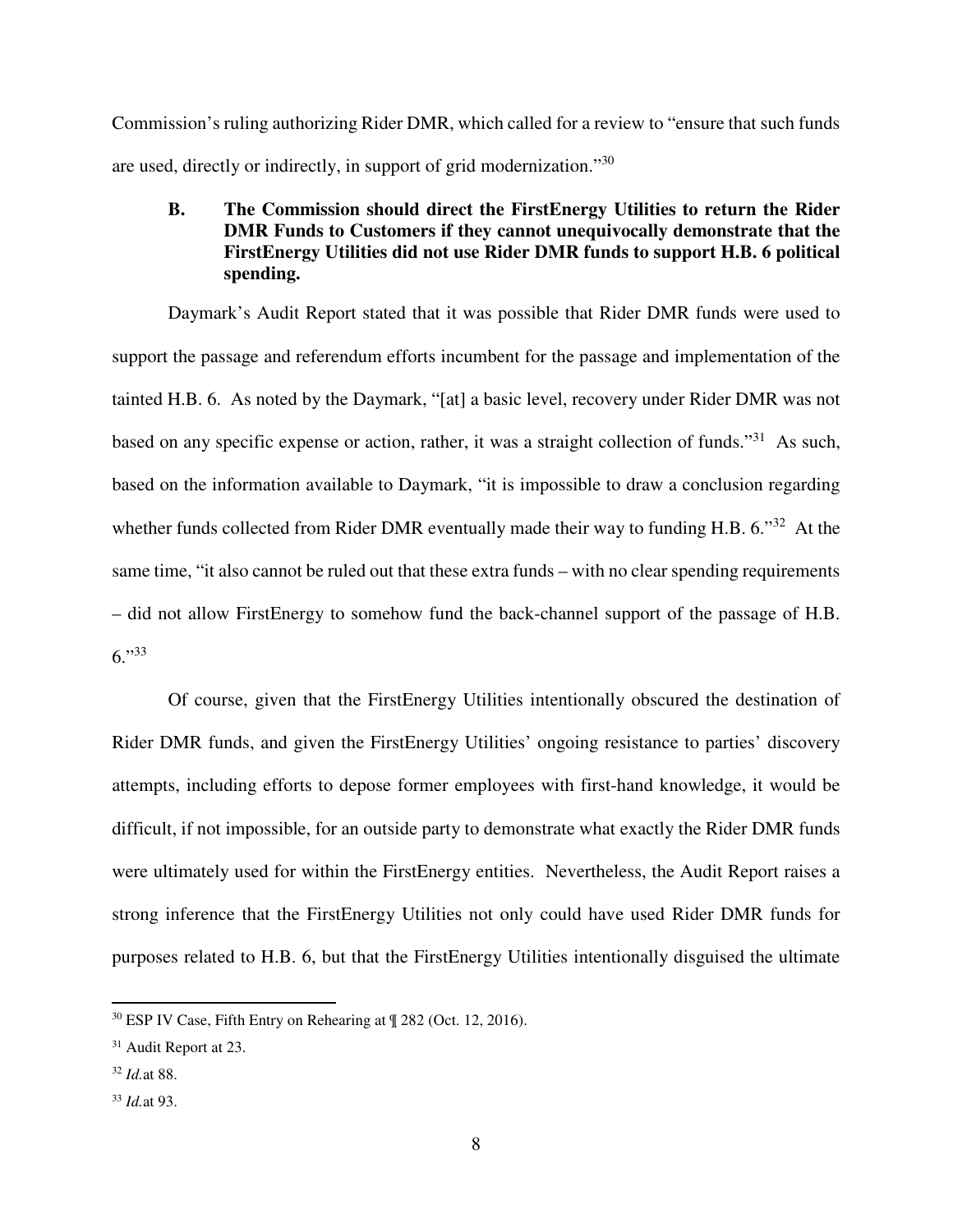Commission's ruling authorizing Rider DMR, which called for a review to "ensure that such funds are used, directly or indirectly, in support of grid modernization."[30]

**B. The Commission should direct the FirstEnergy Utilities to return the Rider DMR Funds to Customers if they cannot unequivocally demonstrate that the FirstEnergy Utilities did not use Rider DMR funds to support H.B. 6 political spending.**

Daymark's Audit Report stated that it was possible that Rider DMR funds were used to support the passage and referendum efforts incumbent for the passage and implementation of the tainted H.B. 6. As noted by the Daymark, "[at] a basic level, recovery under Rider DMR was not based on any specific expense or action, rather, it was a straight collection of funds."[31] As such, based on the information available to Daymark, "it is impossible to draw a conclusion regarding whether funds collected from Rider DMR eventually made their way to funding H.B. 6."[32] At the same time, "it also cannot be ruled out that these extra funds – with no clear spending requirements – did not allow FirstEnergy to somehow fund the back-channel support of the passage of H.B. 6."[33]

Of course, given that the FirstEnergy Utilities intentionally obscured the destination of Rider DMR funds, and given the FirstEnergy Utilities' ongoing resistance to parties' discovery attempts, including efforts to depose former employees with first-hand knowledge, it would be difficult, if not impossible, for an outside party to demonstrate what exactly the Rider DMR funds were ultimately used for within the FirstEnergy entities. Nevertheless, the Audit Report raises a strong inference that the FirstEnergy Utilities not only could have used Rider DMR funds for purposes related to H.B. 6, but that the FirstEnergy Utilities intentionally disguised the ultimate

---

[30] ESP IV Case, Fifth Entry on Rehearing at ¶ 282 (Oct. 12, 2016).

[31] Audit Report at 23.

[32] *Id.*at 88.

[33] *Id.*at 93.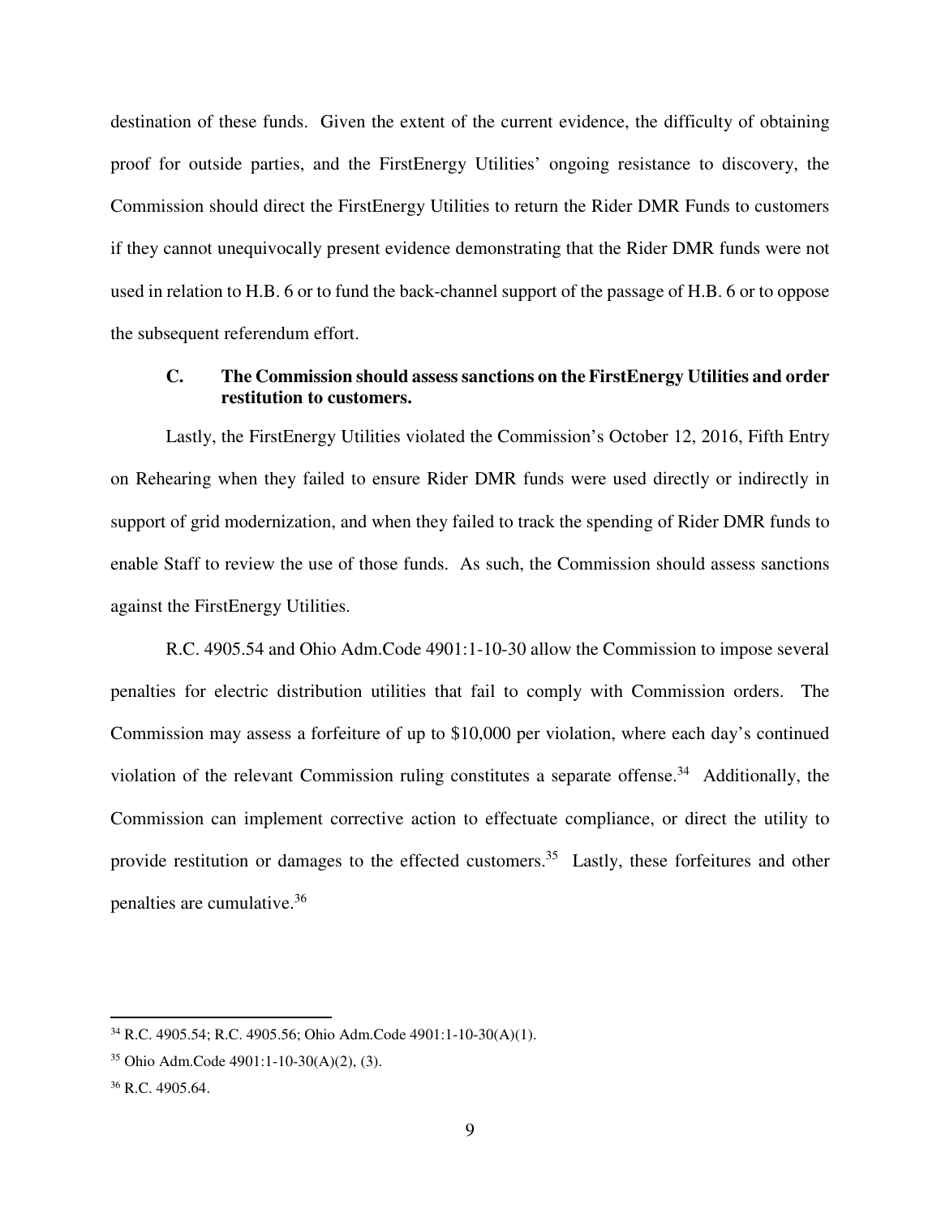destination of these funds. Given the extent of the current evidence, the difficulty of obtaining proof for outside parties, and the FirstEnergy Utilities' ongoing resistance to discovery, the Commission should direct the FirstEnergy Utilities to return the Rider DMR Funds to customers if they cannot unequivocally present evidence demonstrating that the Rider DMR funds were not used in relation to H.B. 6 or to fund the back-channel support of the passage of H.B. 6 or to oppose the subsequent referendum effort.

### C. The Commission should assess sanctions on the FirstEnergy Utilities and order restitution to customers.

Lastly, the FirstEnergy Utilities violated the Commission's October 12, 2016, Fifth Entry on Rehearing when they failed to ensure Rider DMR funds were used directly or indirectly in support of grid modernization, and when they failed to track the spending of Rider DMR funds to enable Staff to review the use of those funds. As such, the Commission should assess sanctions against the FirstEnergy Utilities.

R.C. 4905.54 and Ohio Adm.Code 4901:1-10-30 allow the Commission to impose several penalties for electric distribution utilities that fail to comply with Commission orders. The Commission may assess a forfeiture of up to $10,000 per violation, where each day's continued violation of the relevant Commission ruling constitutes a separate offense.[34] Additionally, the Commission can implement corrective action to effectuate compliance, or direct the utility to provide restitution or damages to the effected customers.[35] Lastly, these forfeitures and other penalties are cumulative.[36]

---

[34] R.C. 4905.54; R.C. 4905.56; Ohio Adm.Code 4901:1-10-30(A)(1).

[35] Ohio Adm.Code 4901:1-10-30(A)(2), (3).

[36] R.C. 4905.64.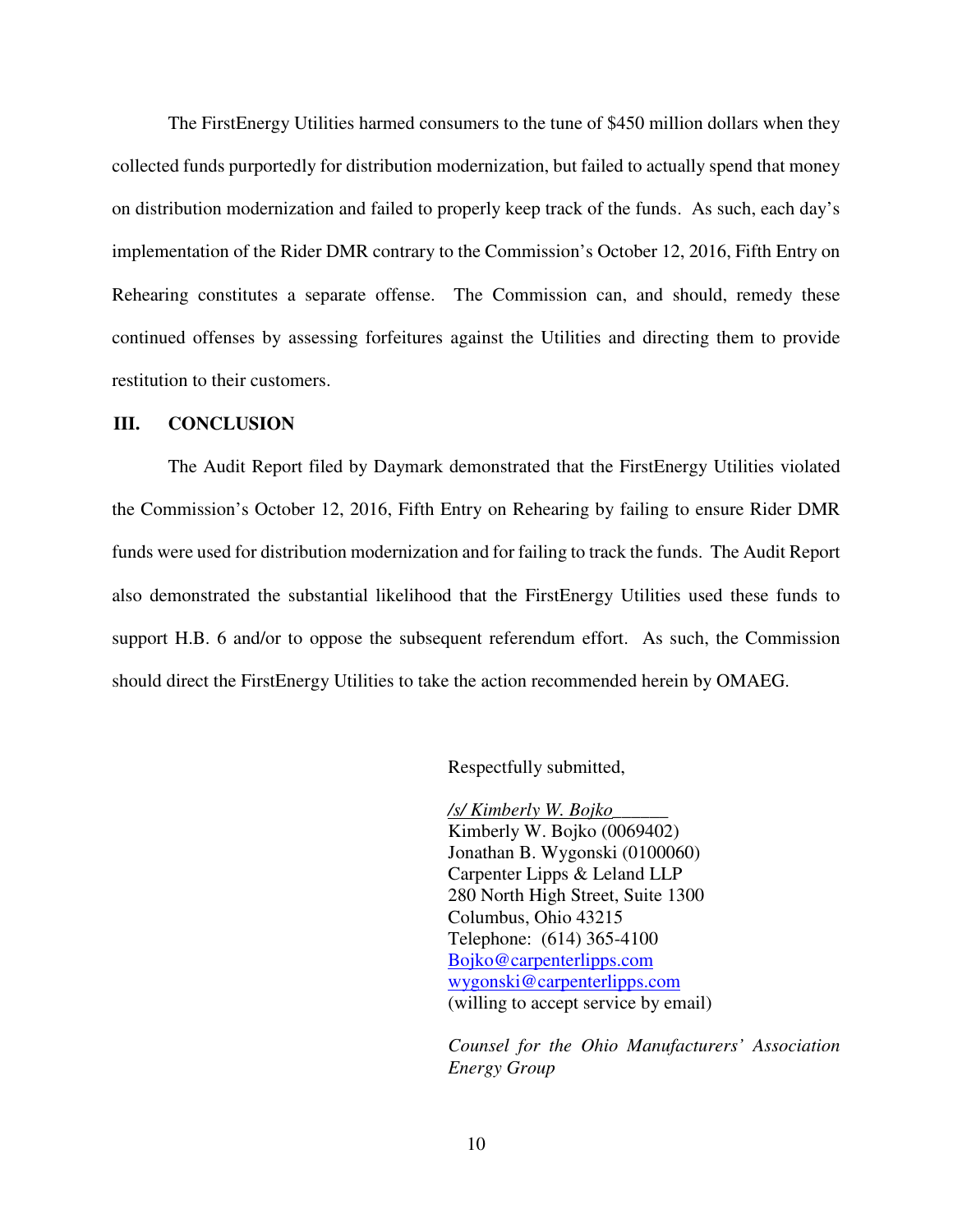The FirstEnergy Utilities harmed consumers to the tune of $450 million dollars when they collected funds purportedly for distribution modernization, but failed to actually spend that money on distribution modernization and failed to properly keep track of the funds. As such, each day's implementation of the Rider DMR contrary to the Commission's October 12, 2016, Fifth Entry on Rehearing constitutes a separate offense. The Commission can, and should, remedy these continued offenses by assessing forfeitures against the Utilities and directing them to provide restitution to their customers.

## III. CONCLUSION

The Audit Report filed by Daymark demonstrated that the FirstEnergy Utilities violated the Commission's October 12, 2016, Fifth Entry on Rehearing by failing to ensure Rider DMR funds were used for distribution modernization and for failing to track the funds. The Audit Report also demonstrated the substantial likelihood that the FirstEnergy Utilities used these funds to support H.B. 6 and/or to oppose the subsequent referendum effort. As such, the Commission should direct the FirstEnergy Utilities to take the action recommended herein by OMAEG.

Respectfully submitted,

*/s/ Kimberly W. Bojko*______
Kimberly W. Bojko (0069402)
Jonathan B. Wygonski (0100060)
Carpenter Lipps & Leland LLP
280 North High Street, Suite 1300
Columbus, Ohio 43215
Telephone: (614) 365-4100
Bojko@carpenterlipps.com
wygonski@carpenterlipps.com
(willing to accept service by email)

*Counsel for the Ohio Manufacturers' Association Energy Group*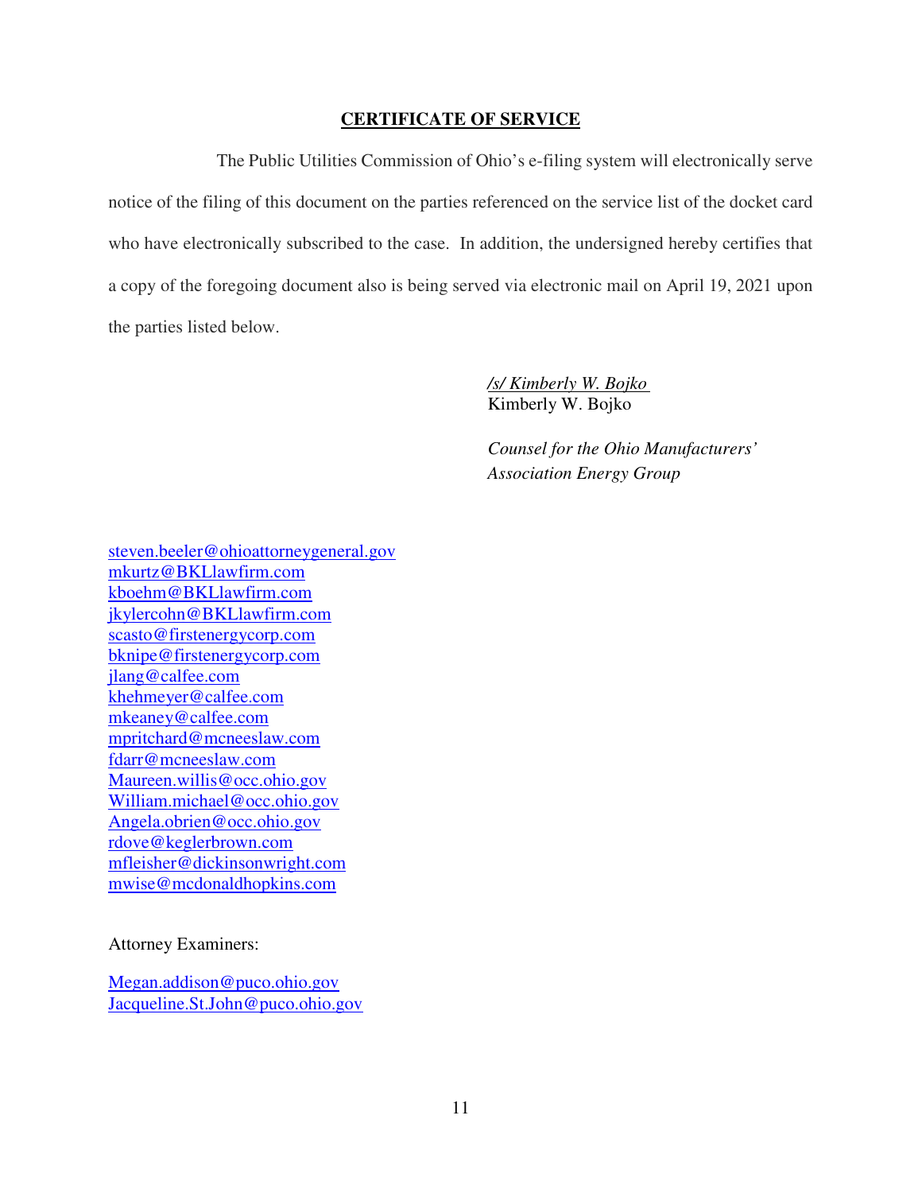## CERTIFICATE OF SERVICE

The Public Utilities Commission of Ohio's e-filing system will electronically serve notice of the filing of this document on the parties referenced on the service list of the docket card who have electronically subscribed to the case. In addition, the undersigned hereby certifies that a copy of the foregoing document also is being served via electronic mail on April 19, 2021 upon the parties listed below.

*/s/ Kimberly W. Bojko*  
Kimberly W. Bojko

*Counsel for the Ohio Manufacturers' Association Energy Group*

steven.beeler@ohioattorneygeneral.gov  
mkurtz@BKLlawfirm.com  
kboehm@BKLlawfirm.com  
jkylercohn@BKLlawfirm.com  
scasto@firstenergycorp.com  
bknipe@firstenergycorp.com  
jlang@calfee.com  
khehmeyer@calfee.com  
mkeaney@calfee.com  
mpritchard@mcneeslaw.com  
fdarr@mcneeslaw.com  
Maureen.willis@occ.ohio.gov  
William.michael@occ.ohio.gov  
Angela.obrien@occ.ohio.gov  
rdove@keglerbrown.com  
mfleisher@dickinsonwright.com  
mwise@mcdonaldhopkins.com

Attorney Examiners:

Megan.addison@puco.ohio.gov  
Jacqueline.St.John@puco.ohio.gov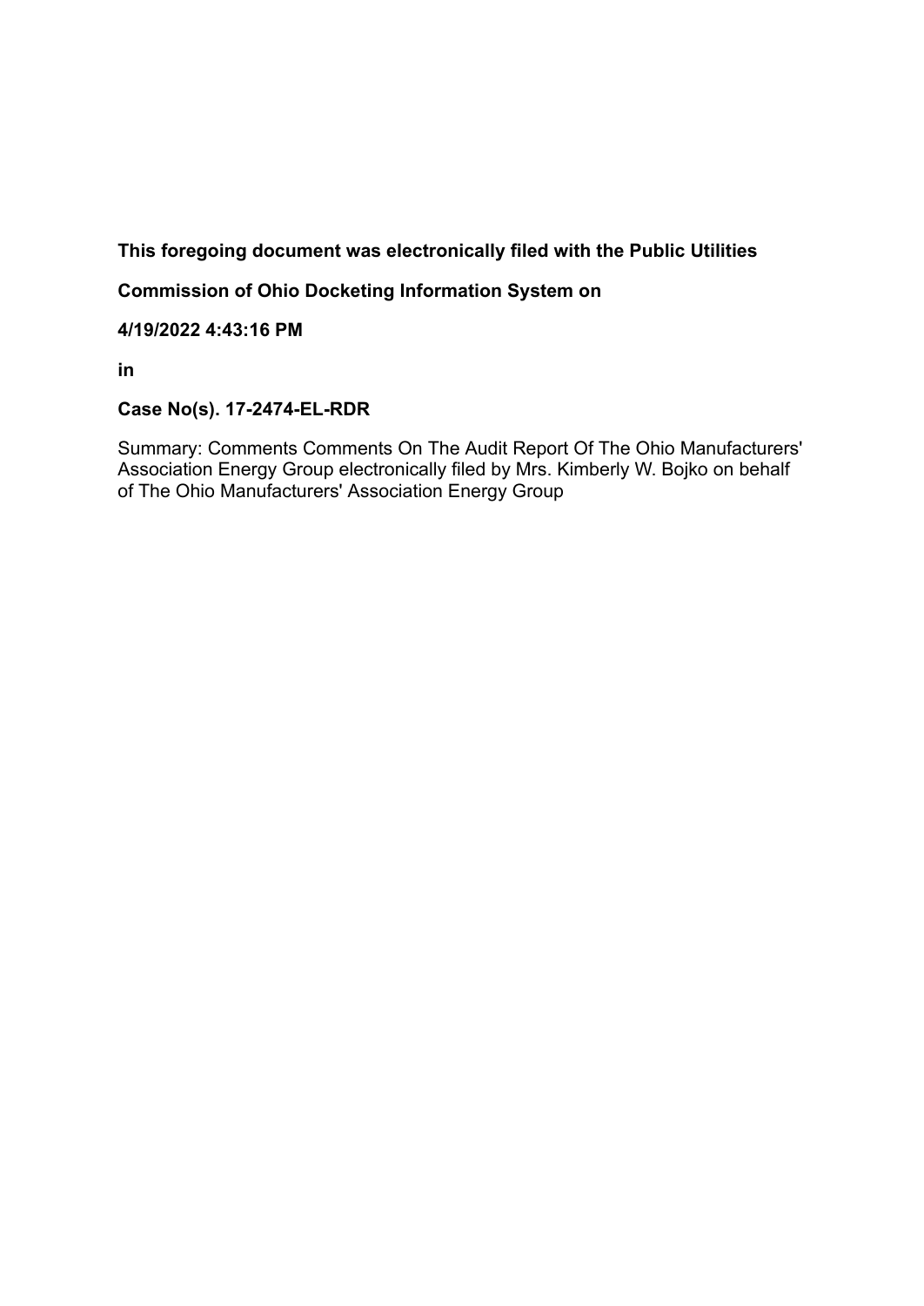**This foregoing document was electronically filed with the Public Utilities**

**Commission of Ohio Docketing Information System on**

**4/19/2022 4:43:16 PM**

**in**

**Case No(s). 17-2474-EL-RDR**

Summary: Comments Comments On The Audit Report Of The Ohio Manufacturers' Association Energy Group electronically filed by Mrs. Kimberly W. Bojko on behalf of The Ohio Manufacturers' Association Energy Group